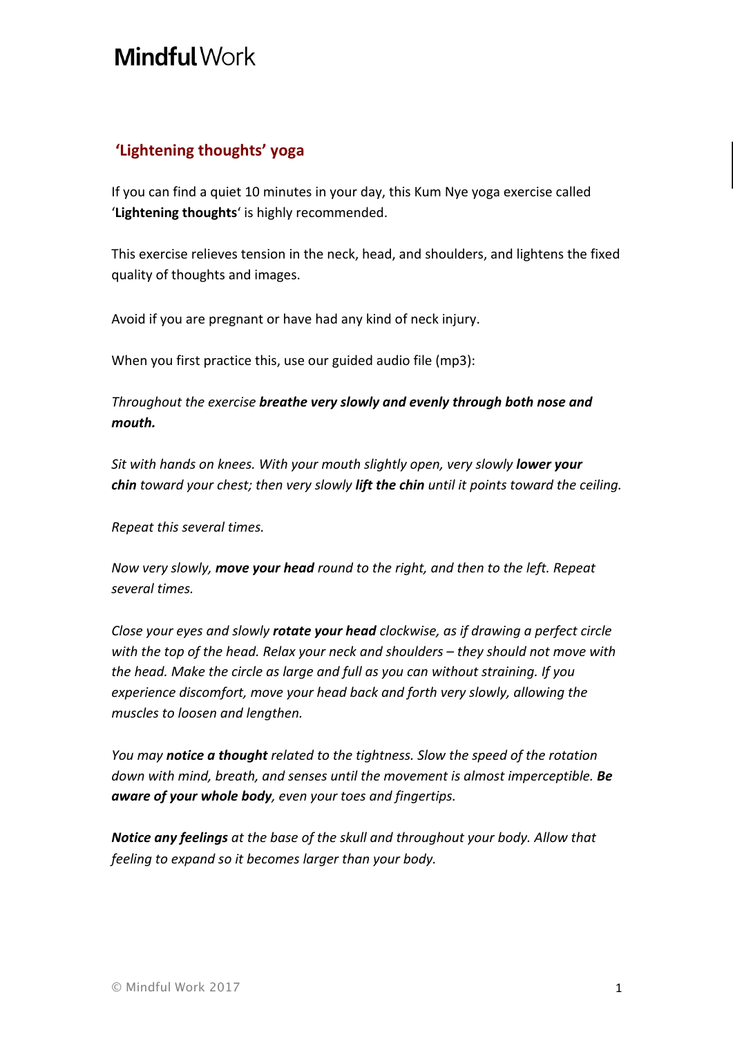# Mindful Work

## 'Lightening thoughts' yoga

If you can find a quiet 10 minutes in your day, this Kum Nye yoga exercise called '**Lightening thoughts**' is highly recommended.

This exercise relieves tension in the neck, head, and shoulders, and lightens the fixed quality of thoughts and images.

Avoid if you are pregnant or have had any kind of neck injury.

When you first practice this, use our guided audio file (mp3):

*Throughout the exercise **breathe very slowly and evenly through both nose and mouth.***

*Sit with hands on knees. With your mouth slightly open, very slowly **lower your chin** toward your chest; then very slowly **lift the chin** until it points toward the ceiling.*

*Repeat this several times.*

*Now very slowly, **move your head** round to the right, and then to the left. Repeat several times.*

*Close your eyes and slowly **rotate your head** clockwise, as if drawing a perfect circle with the top of the head. Relax your neck and shoulders – they should not move with the head. Make the circle as large and full as you can without straining. If you experience discomfort, move your head back and forth very slowly, allowing the muscles to loosen and lengthen.*

*You may **notice a thought** related to the tightness. Slow the speed of the rotation down with mind, breath, and senses until the movement is almost imperceptible. **Be aware of your whole body**, even your toes and fingertips.*

***Notice any feelings** at the base of the skull and throughout your body. Allow that feeling to expand so it becomes larger than your body.*

© Mindful Work 2017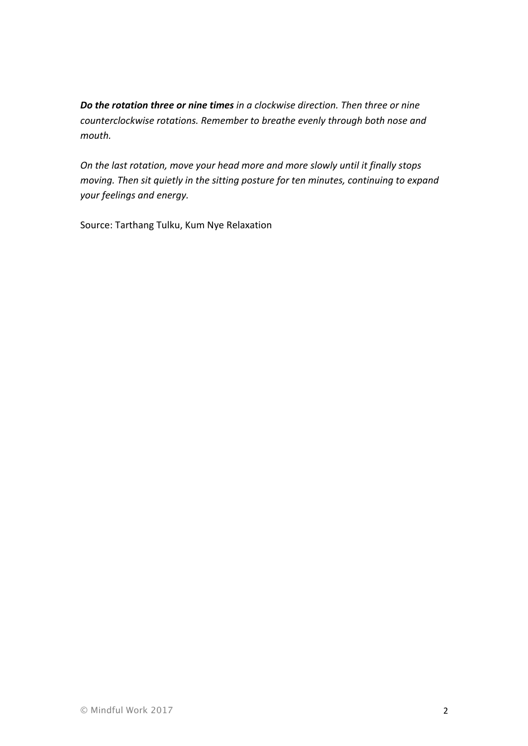***Do the rotation three or nine times*** *in a clockwise direction. Then three or nine counterclockwise rotations. Remember to breathe evenly through both nose and mouth.*

*On the last rotation, move your head more and more slowly until it finally stops moving. Then sit quietly in the sitting posture for ten minutes, continuing to expand your feelings and energy.*

Source: Tarthang Tulku, Kum Nye Relaxation